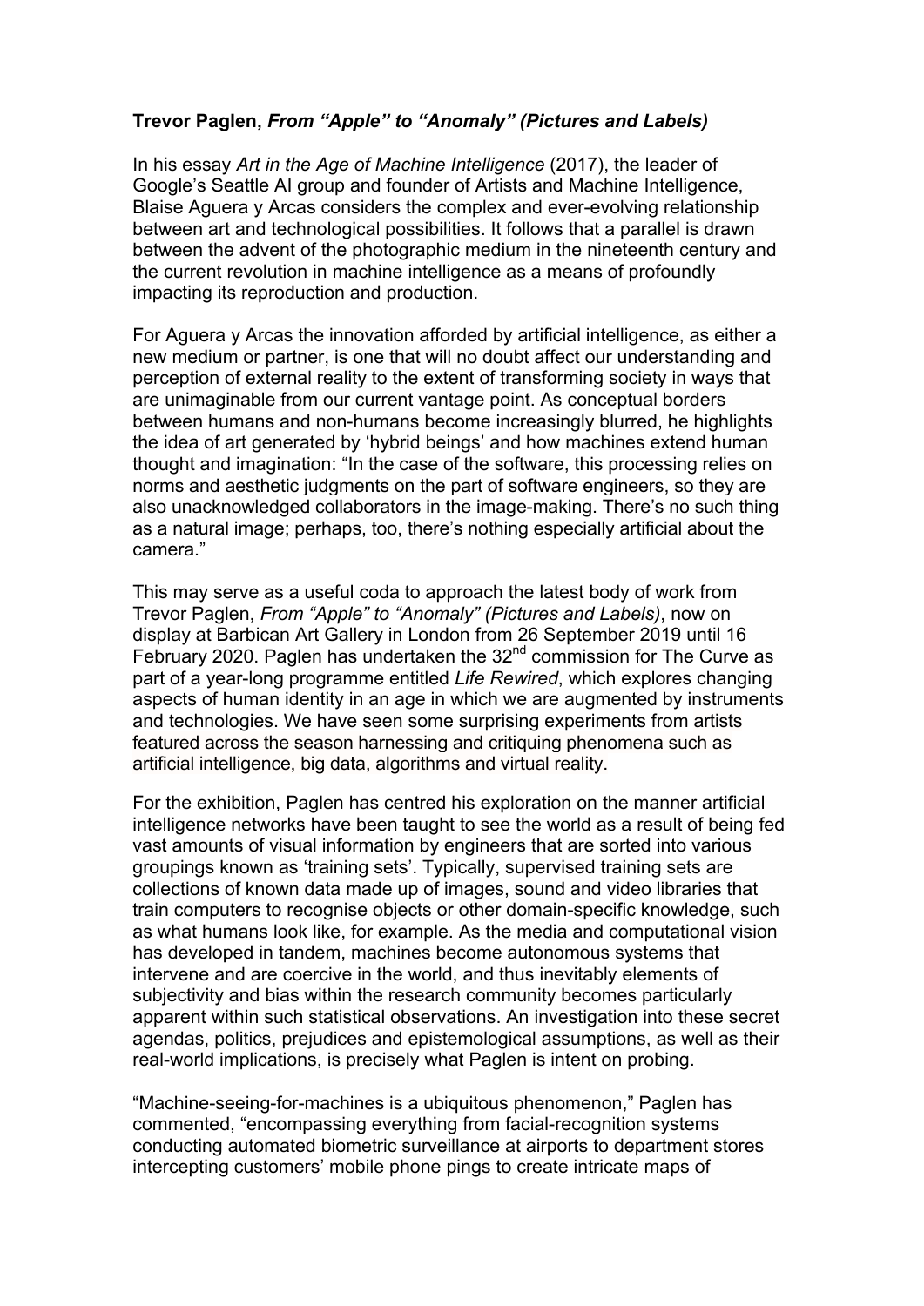**Trevor Paglen, *From "Apple" to "Anomaly" (Pictures and Labels)***

In his essay *Art in the Age of Machine Intelligence* (2017), the leader of Google's Seattle AI group and founder of Artists and Machine Intelligence, Blaise Aguera y Arcas considers the complex and ever-evolving relationship between art and technological possibilities. It follows that a parallel is drawn between the advent of the photographic medium in the nineteenth century and the current revolution in machine intelligence as a means of profoundly impacting its reproduction and production.

For Aguera y Arcas the innovation afforded by artificial intelligence, as either a new medium or partner, is one that will no doubt affect our understanding and perception of external reality to the extent of transforming society in ways that are unimaginable from our current vantage point. As conceptual borders between humans and non-humans become increasingly blurred, he highlights the idea of art generated by 'hybrid beings' and how machines extend human thought and imagination: "In the case of the software, this processing relies on norms and aesthetic judgments on the part of software engineers, so they are also unacknowledged collaborators in the image-making. There's no such thing as a natural image; perhaps, too, there's nothing especially artificial about the camera."

This may serve as a useful coda to approach the latest body of work from Trevor Paglen, *From "Apple" to "Anomaly" (Pictures and Labels)*, now on display at Barbican Art Gallery in London from 26 September 2019 until 16 February 2020. Paglen has undertaken the 32nd commission for The Curve as part of a year-long programme entitled *Life Rewired*, which explores changing aspects of human identity in an age in which we are augmented by instruments and technologies. We have seen some surprising experiments from artists featured across the season harnessing and critiquing phenomena such as artificial intelligence, big data, algorithms and virtual reality.

For the exhibition, Paglen has centred his exploration on the manner artificial intelligence networks have been taught to see the world as a result of being fed vast amounts of visual information by engineers that are sorted into various groupings known as 'training sets'. Typically, supervised training sets are collections of known data made up of images, sound and video libraries that train computers to recognise objects or other domain-specific knowledge, such as what humans look like, for example. As the media and computational vision has developed in tandem, machines become autonomous systems that intervene and are coercive in the world, and thus inevitably elements of subjectivity and bias within the research community becomes particularly apparent within such statistical observations. An investigation into these secret agendas, politics, prejudices and epistemological assumptions, as well as their real-world implications, is precisely what Paglen is intent on probing.

"Machine-seeing-for-machines is a ubiquitous phenomenon," Paglen has commented, "encompassing everything from facial-recognition systems conducting automated biometric surveillance at airports to department stores intercepting customers' mobile phone pings to create intricate maps of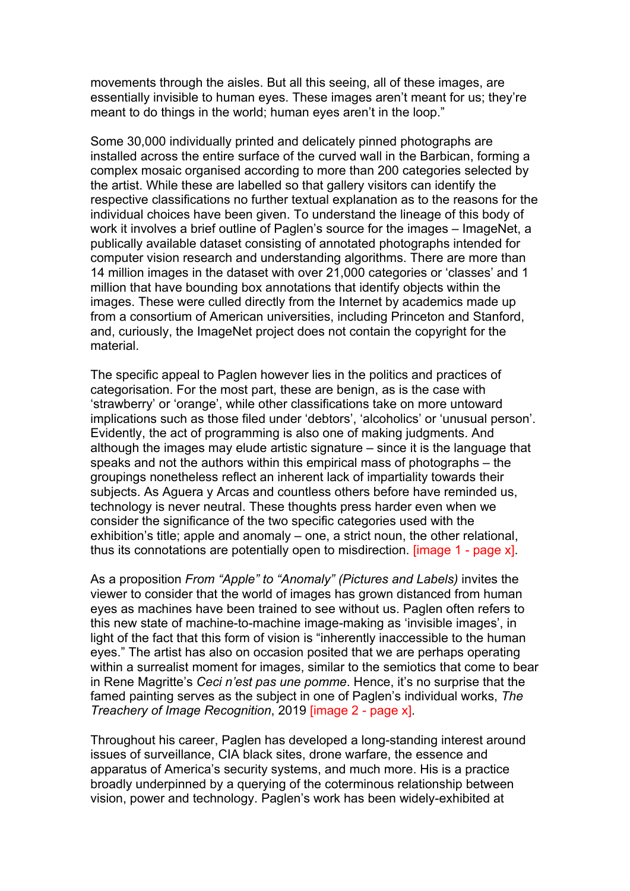movements through the aisles. But all this seeing, all of these images, are essentially invisible to human eyes. These images aren't meant for us; they're meant to do things in the world; human eyes aren't in the loop."

Some 30,000 individually printed and delicately pinned photographs are installed across the entire surface of the curved wall in the Barbican, forming a complex mosaic organised according to more than 200 categories selected by the artist. While these are labelled so that gallery visitors can identify the respective classifications no further textual explanation as to the reasons for the individual choices have been given. To understand the lineage of this body of work it involves a brief outline of Paglen's source for the images – ImageNet, a publically available dataset consisting of annotated photographs intended for computer vision research and understanding algorithms. There are more than 14 million images in the dataset with over 21,000 categories or 'classes' and 1 million that have bounding box annotations that identify objects within the images. These were culled directly from the Internet by academics made up from a consortium of American universities, including Princeton and Stanford, and, curiously, the ImageNet project does not contain the copyright for the material.

The specific appeal to Paglen however lies in the politics and practices of categorisation. For the most part, these are benign, as is the case with 'strawberry' or 'orange', while other classifications take on more untoward implications such as those filed under 'debtors', 'alcoholics' or 'unusual person'. Evidently, the act of programming is also one of making judgments. And although the images may elude artistic signature – since it is the language that speaks and not the authors within this empirical mass of photographs – the groupings nonetheless reflect an inherent lack of impartiality towards their subjects. As Aguera y Arcas and countless others before have reminded us, technology is never neutral. These thoughts press harder even when we consider the significance of the two specific categories used with the exhibition's title; apple and anomaly – one, a strict noun, the other relational, thus its connotations are potentially open to misdirection. [image 1 - page x].

As a proposition *From "Apple" to "Anomaly" (Pictures and Labels)* invites the viewer to consider that the world of images has grown distanced from human eyes as machines have been trained to see without us. Paglen often refers to this new state of machine-to-machine image-making as 'invisible images', in light of the fact that this form of vision is "inherently inaccessible to the human eyes." The artist has also on occasion posited that we are perhaps operating within a surrealist moment for images, similar to the semiotics that come to bear in Rene Magritte's *Ceci n'est pas une pomme*. Hence, it's no surprise that the famed painting serves as the subject in one of Paglen's individual works, *The Treachery of Image Recognition*, 2019 [image 2 - page x].

Throughout his career, Paglen has developed a long-standing interest around issues of surveillance, CIA black sites, drone warfare, the essence and apparatus of America's security systems, and much more. His is a practice broadly underpinned by a querying of the coterminous relationship between vision, power and technology. Paglen's work has been widely-exhibited at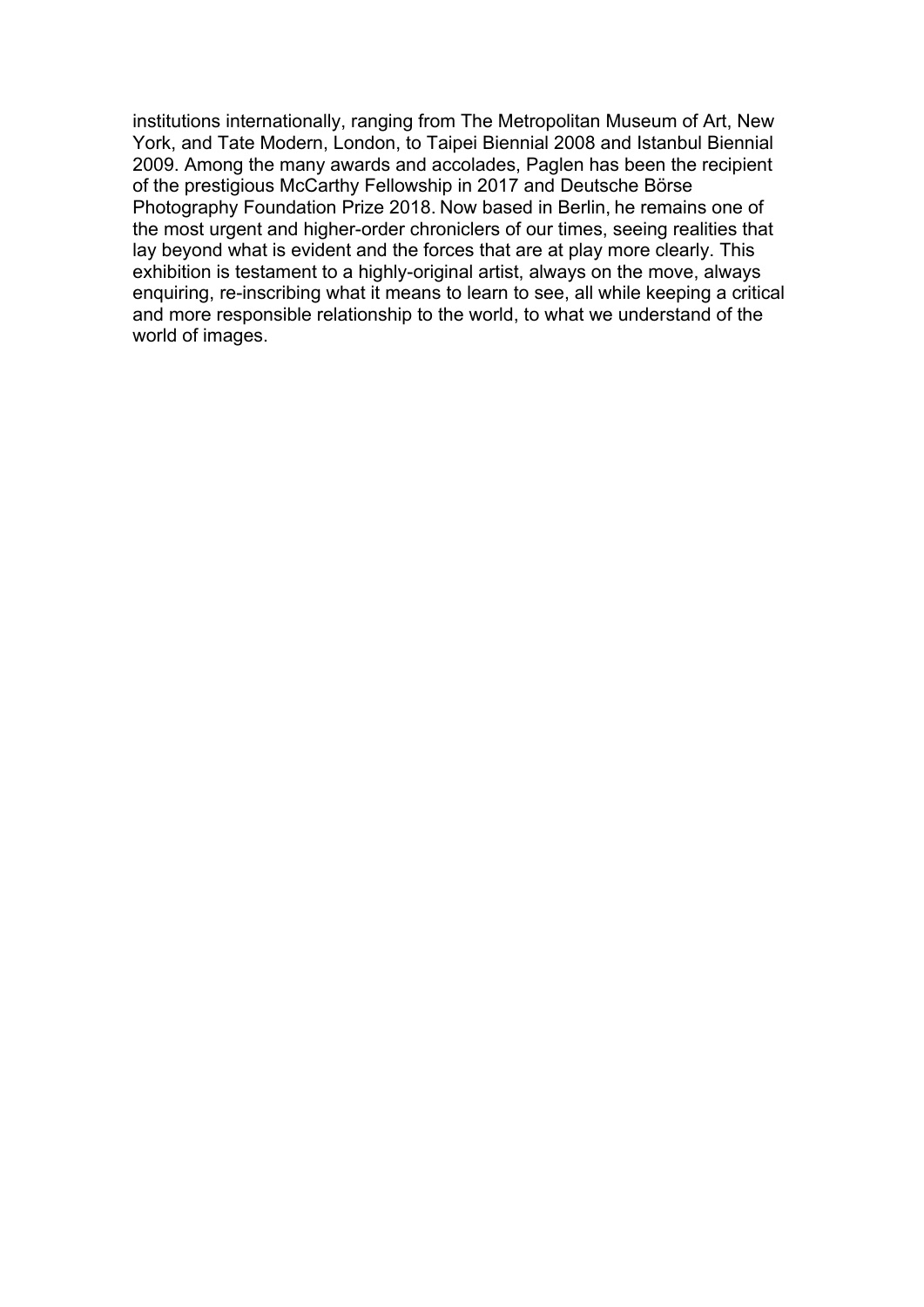institutions internationally, ranging from The Metropolitan Museum of Art, New York, and Tate Modern, London, to Taipei Biennial 2008 and Istanbul Biennial 2009. Among the many awards and accolades, Paglen has been the recipient of the prestigious McCarthy Fellowship in 2017 and Deutsche Börse Photography Foundation Prize 2018. Now based in Berlin, he remains one of the most urgent and higher-order chroniclers of our times, seeing realities that lay beyond what is evident and the forces that are at play more clearly. This exhibition is testament to a highly-original artist, always on the move, always enquiring, re-inscribing what it means to learn to see, all while keeping a critical and more responsible relationship to the world, to what we understand of the world of images.